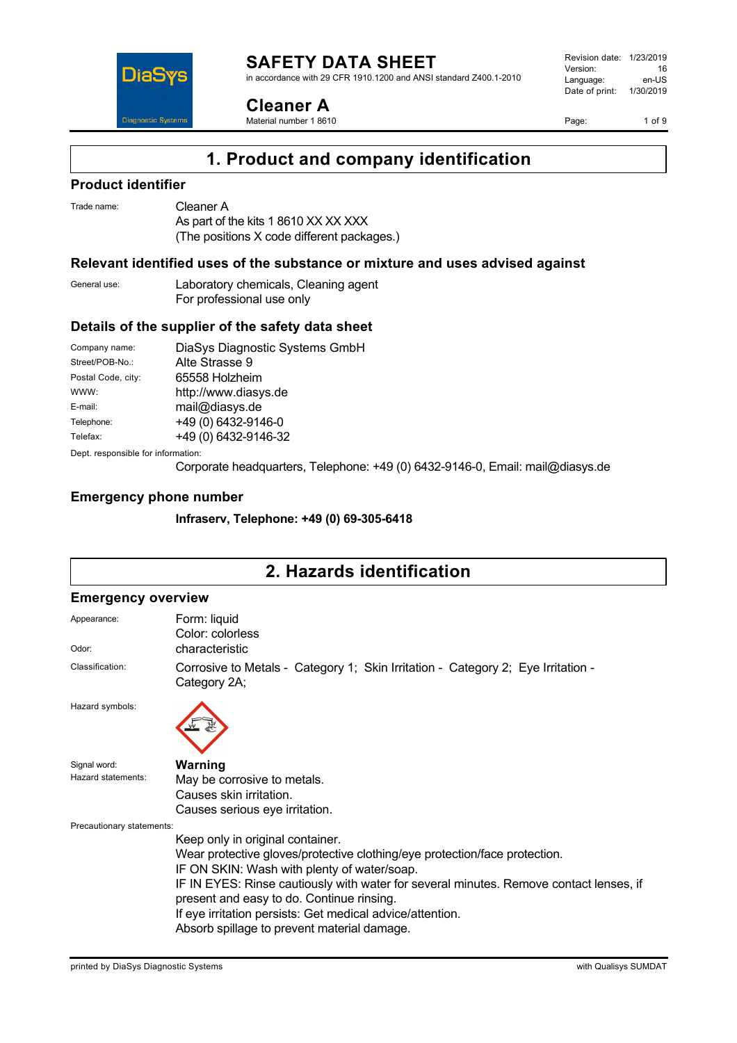# SAFETY DATA SHEET

in accordance with 29 CFR 1910.1200 and ANSI standard Z400.1-2010

Revision date: 1/23/2019
Version: 16
Language: en-US
Date of print: 1/30/2019

## Cleaner A

Material number 1 8610

# 1. Product and company identification

### Product identifier

Trade name: Cleaner A
As part of the kits 1 8610 XX XX XXX
(The positions X code different packages.)

### Relevant identified uses of the substance or mixture and uses advised against

General use: Laboratory chemicals, Cleaning agent
For professional use only

### Details of the supplier of the safety data sheet

| | |
|---|---|
| Company name: | DiaSys Diagnostic Systems GmbH |
| Street/POB-No.: | Alte Strasse 9 |
| Postal Code, city: | 65558 Holzheim |
| WWW: | http://www.diasys.de |
| E-mail: | mail@diasys.de |
| Telephone: | +49 (0) 6432-9146-0 |
| Telefax: | +49 (0) 6432-9146-32 |

Dept. responsible for information:
Corporate headquarters, Telephone: +49 (0) 6432-9146-0, Email: mail@diasys.de

### Emergency phone number

**Infraserv, Telephone: +49 (0) 69-305-6418**

# 2. Hazards identification

### Emergency overview

Appearance: Form: liquid
Color: colorless

Odor: characteristic

Classification: Corrosive to Metals - Category 1; Skin Irritation - Category 2; Eye Irritation - Category 2A;

Hazard symbols:

Signal word: **Warning**

Hazard statements:
May be corrosive to metals.
Causes skin irritation.
Causes serious eye irritation.

Precautionary statements:
Keep only in original container.
Wear protective gloves/protective clothing/eye protection/face protection.
IF ON SKIN: Wash with plenty of water/soap.
IF IN EYES: Rinse cautiously with water for several minutes. Remove contact lenses, if present and easy to do. Continue rinsing.
If eye irritation persists: Get medical advice/attention.
Absorb spillage to prevent material damage.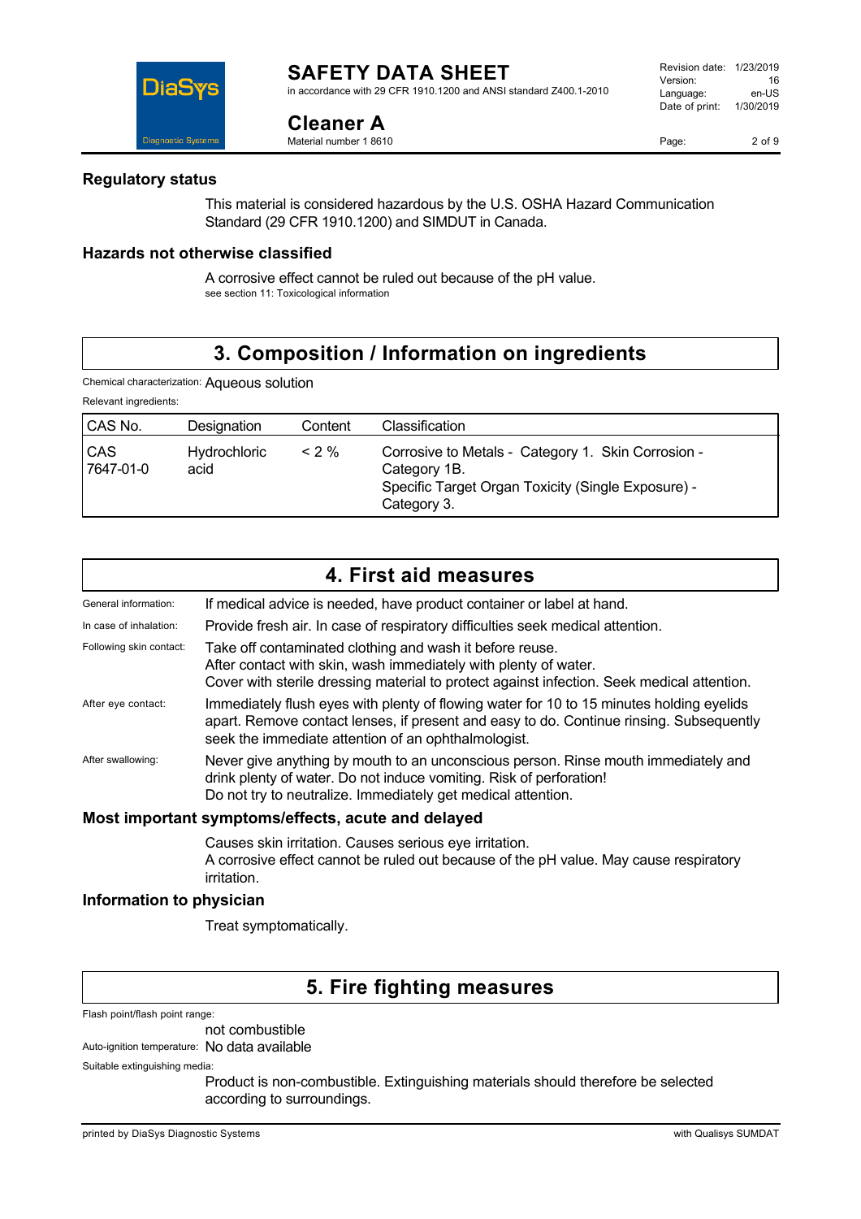### Regulatory status

This material is considered hazardous by the U.S. OSHA Hazard Communication Standard (29 CFR 1910.1200) and SIMDUT in Canada.

### Hazards not otherwise classified

A corrosive effect cannot be ruled out because of the pH value.
see section 11: Toxicological information

## 3. Composition / Information on ingredients

Chemical characterization: Aqueous solution

Relevant ingredients:

| CAS No. | Designation | Content | Classification |
|---|---|---|---|
| CAS 7647-01-0 | Hydrochloric acid | < 2 % | Corrosive to Metals - Category 1. Skin Corrosion - Category 1B. Specific Target Organ Toxicity (Single Exposure) - Category 3. |

## 4. First aid measures

General information: If medical advice is needed, have product container or label at hand.

In case of inhalation: Provide fresh air. In case of respiratory difficulties seek medical attention.

Following skin contact: Take off contaminated clothing and wash it before reuse.
After contact with skin, wash immediately with plenty of water.
Cover with sterile dressing material to protect against infection. Seek medical attention.

After eye contact: Immediately flush eyes with plenty of flowing water for 10 to 15 minutes holding eyelids apart. Remove contact lenses, if present and easy to do. Continue rinsing. Subsequently seek the immediate attention of an ophthalmologist.

After swallowing: Never give anything by mouth to an unconscious person. Rinse mouth immediately and drink plenty of water. Do not induce vomiting. Risk of perforation!
Do not try to neutralize. Immediately get medical attention.

### Most important symptoms/effects, acute and delayed

Causes skin irritation. Causes serious eye irritation.
A corrosive effect cannot be ruled out because of the pH value. May cause respiratory irritation.

### Information to physician

Treat symptomatically.

## 5. Fire fighting measures

Flash point/flash point range:
not combustible

Auto-ignition temperature: No data available

Suitable extinguishing media:
Product is non-combustible. Extinguishing materials should therefore be selected according to surroundings.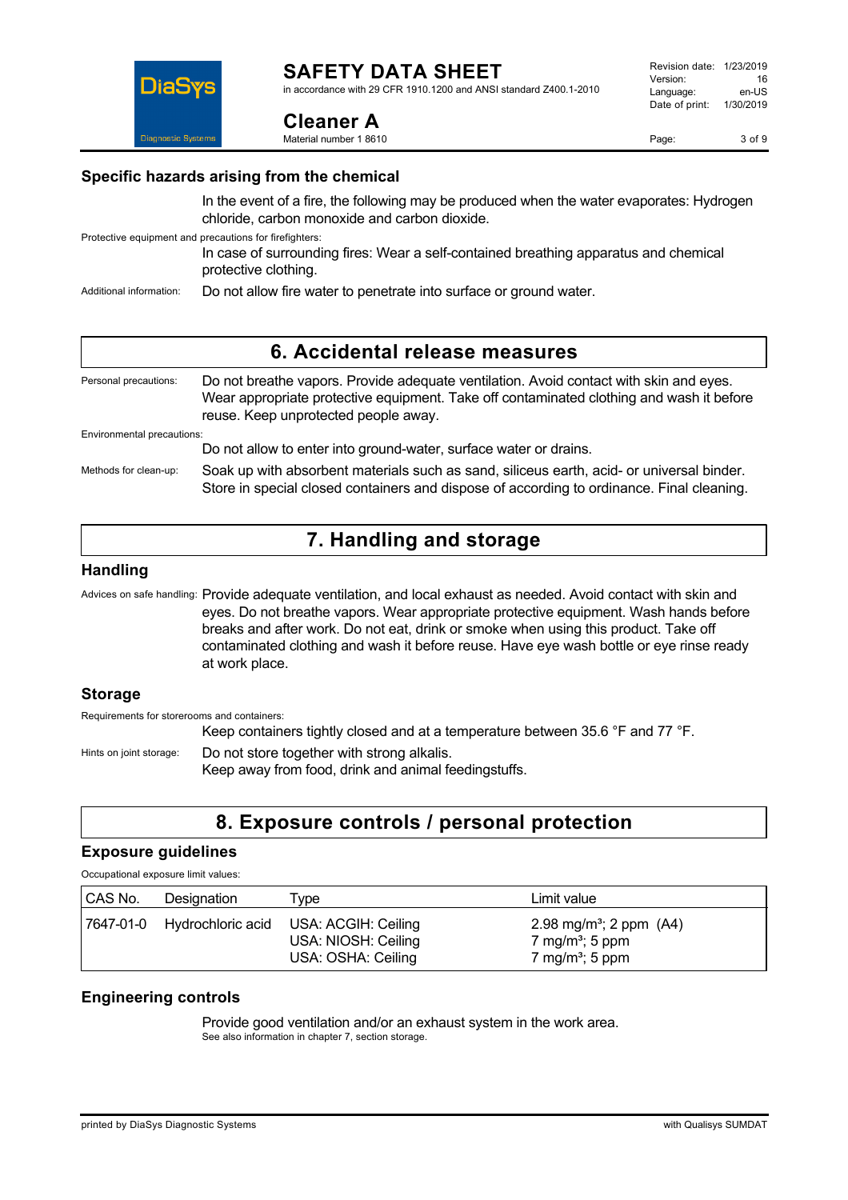### Specific hazards arising from the chemical

In the event of a fire, the following may be produced when the water evaporates: Hydrogen chloride, carbon monoxide and carbon dioxide.

Protective equipment and precautions for firefighters:

In case of surrounding fires: Wear a self-contained breathing apparatus and chemical protective clothing.

Additional information: Do not allow fire water to penetrate into surface or ground water.

## 6. Accidental release measures

Personal precautions: Do not breathe vapors. Provide adequate ventilation. Avoid contact with skin and eyes. Wear appropriate protective equipment. Take off contaminated clothing and wash it before reuse. Keep unprotected people away.

Environmental precautions:

Do not allow to enter into ground-water, surface water or drains.

Methods for clean-up: Soak up with absorbent materials such as sand, siliceous earth, acid- or universal binder. Store in special closed containers and dispose of according to ordinance. Final cleaning.

## 7. Handling and storage

### Handling

Advices on safe handling: Provide adequate ventilation, and local exhaust as needed. Avoid contact with skin and eyes. Do not breathe vapors. Wear appropriate protective equipment. Wash hands before breaks and after work. Do not eat, drink or smoke when using this product. Take off contaminated clothing and wash it before reuse. Have eye wash bottle or eye rinse ready at work place.

### Storage

Requirements for storerooms and containers:

Keep containers tightly closed and at a temperature between 35.6 °F and 77 °F.

Hints on joint storage: Do not store together with strong alkalis.
Keep away from food, drink and animal feedingstuffs.

## 8. Exposure controls / personal protection

### Exposure guidelines

Occupational exposure limit values:

| CAS No. | Designation | Type | Limit value |
|---|---|---|---|
| 7647-01-0 | Hydrochloric acid | USA: ACGIH: Ceiling<br>USA: NIOSH: Ceiling<br>USA: OSHA: Ceiling | 2.98 mg/m³; 2 ppm (A4)<br>7 mg/m³; 5 ppm<br>7 mg/m³; 5 ppm |

### Engineering controls

Provide good ventilation and/or an exhaust system in the work area.
See also information in chapter 7, section storage.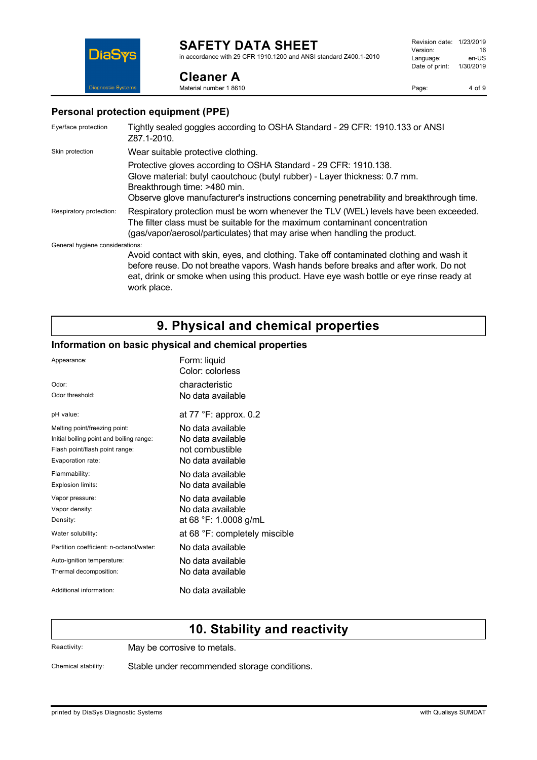## Personal protection equipment (PPE)

| | |
|---|---|
| Eye/face protection | Tightly sealed goggles according to OSHA Standard - 29 CFR: 1910.133 or ANSI Z87.1-2010. |
| Skin protection | Wear suitable protective clothing.<br>Protective gloves according to OSHA Standard - 29 CFR: 1910.138.<br>Glove material: butyl caoutchouc (butyl rubber) - Layer thickness: 0.7 mm.<br>Breakthrough time: >480 min.<br>Observe glove manufacturer's instructions concerning penetrability and breakthrough time. |
| Respiratory protection: | Respiratory protection must be worn whenever the TLV (WEL) levels have been exceeded. The filter class must be suitable for the maximum contaminant concentration (gas/vapor/aerosol/particulates) that may arise when handling the product. |

General hygiene considerations:

Avoid contact with skin, eyes, and clothing. Take off contaminated clothing and wash it before reuse. Do not breathe vapors. Wash hands before breaks and after work. Do not eat, drink or smoke when using this product. Have eye wash bottle or eye rinse ready at work place.

# 9. Physical and chemical properties

## Information on basic physical and chemical properties

| | |
|---|---|
| Appearance: | Form: liquid<br>Color: colorless |
| Odor: | characteristic |
| Odor threshold: | No data available |
| pH value: | at 77 °F: approx. 0.2 |
| Melting point/freezing point: | No data available |
| Initial boiling point and boiling range: | No data available |
| Flash point/flash point range: | not combustible |
| Evaporation rate: | No data available |
| Flammability: | No data available |
| Explosion limits: | No data available |
| Vapor pressure: | No data available |
| Vapor density: | No data available |
| Density: | at 68 °F: 1.0008 g/mL |
| Water solubility: | at 68 °F: completely miscible |
| Partition coefficient: n-octanol/water: | No data available |
| Auto-ignition temperature: | No data available |
| Thermal decomposition: | No data available |
| Additional information: | No data available |

# 10. Stability and reactivity

| | |
|---|---|
| Reactivity: | May be corrosive to metals. |
| Chemical stability: | Stable under recommended storage conditions. |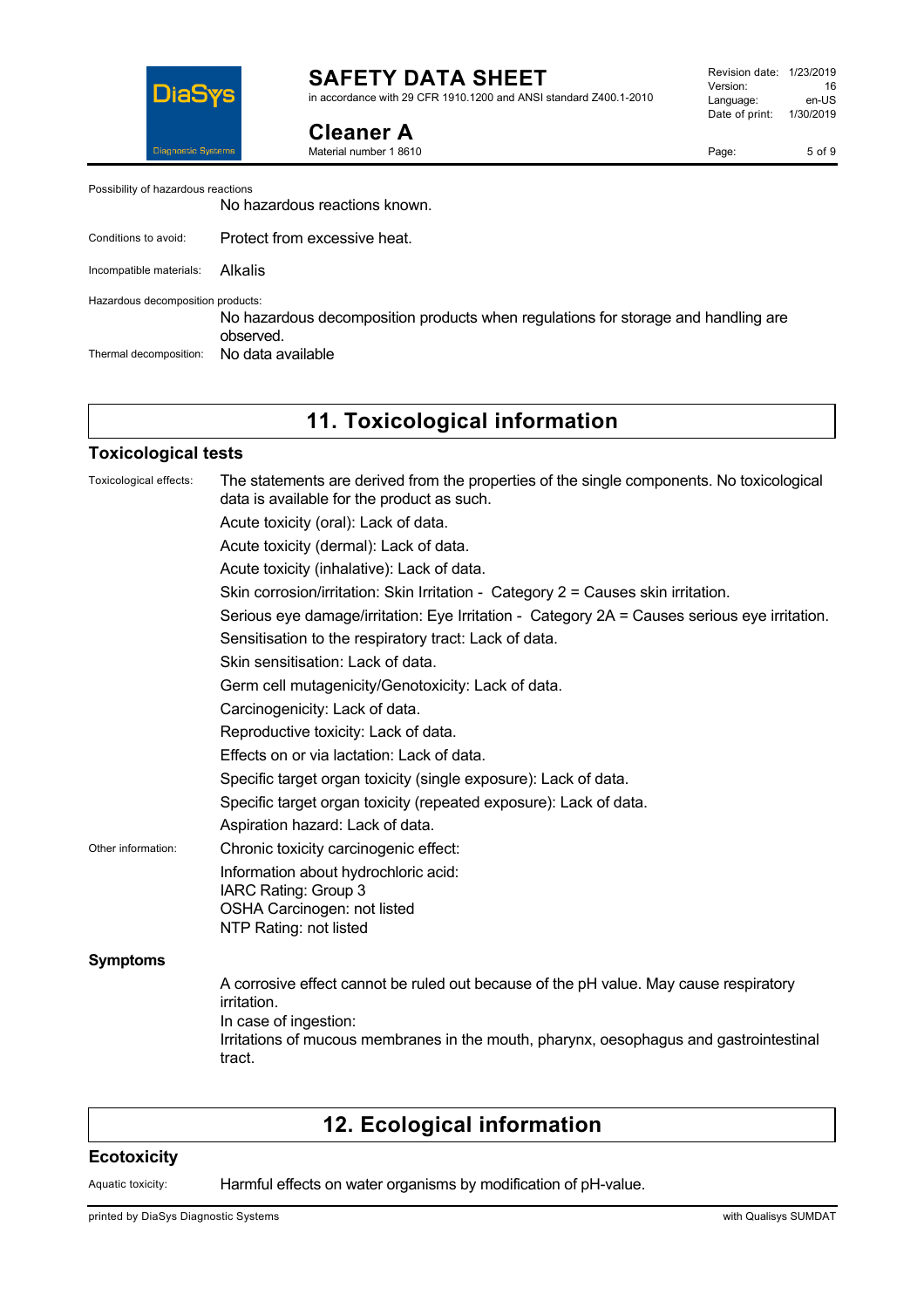Possibility of hazardous reactions

No hazardous reactions known.

Conditions to avoid: Protect from excessive heat.

Incompatible materials: Alkalis

Hazardous decomposition products:

No hazardous decomposition products when regulations for storage and handling are observed.

Thermal decomposition: No data available

## 11. Toxicological information

### Toxicological tests

Toxicological effects: The statements are derived from the properties of the single components. No toxicological data is available for the product as such.

Acute toxicity (oral): Lack of data.

Acute toxicity (dermal): Lack of data.

Acute toxicity (inhalative): Lack of data.

Skin corrosion/irritation: Skin Irritation - Category 2 = Causes skin irritation.

Serious eye damage/irritation: Eye Irritation - Category 2A = Causes serious eye irritation.

Sensitisation to the respiratory tract: Lack of data.

Skin sensitisation: Lack of data.

Germ cell mutagenicity/Genotoxicity: Lack of data.

Carcinogenicity: Lack of data.

Reproductive toxicity: Lack of data.

Effects on or via lactation: Lack of data.

Specific target organ toxicity (single exposure): Lack of data.

Specific target organ toxicity (repeated exposure): Lack of data.

Aspiration hazard: Lack of data.

Other information: Chronic toxicity carcinogenic effect:

Information about hydrochloric acid:
IARC Rating: Group 3
OSHA Carcinogen: not listed
NTP Rating: not listed

### Symptoms

A corrosive effect cannot be ruled out because of the pH value. May cause respiratory irritation.
In case of ingestion:
Irritations of mucous membranes in the mouth, pharynx, oesophagus and gastrointestinal tract.

## 12. Ecological information

### Ecotoxicity

Aquatic toxicity: Harmful effects on water organisms by modification of pH-value.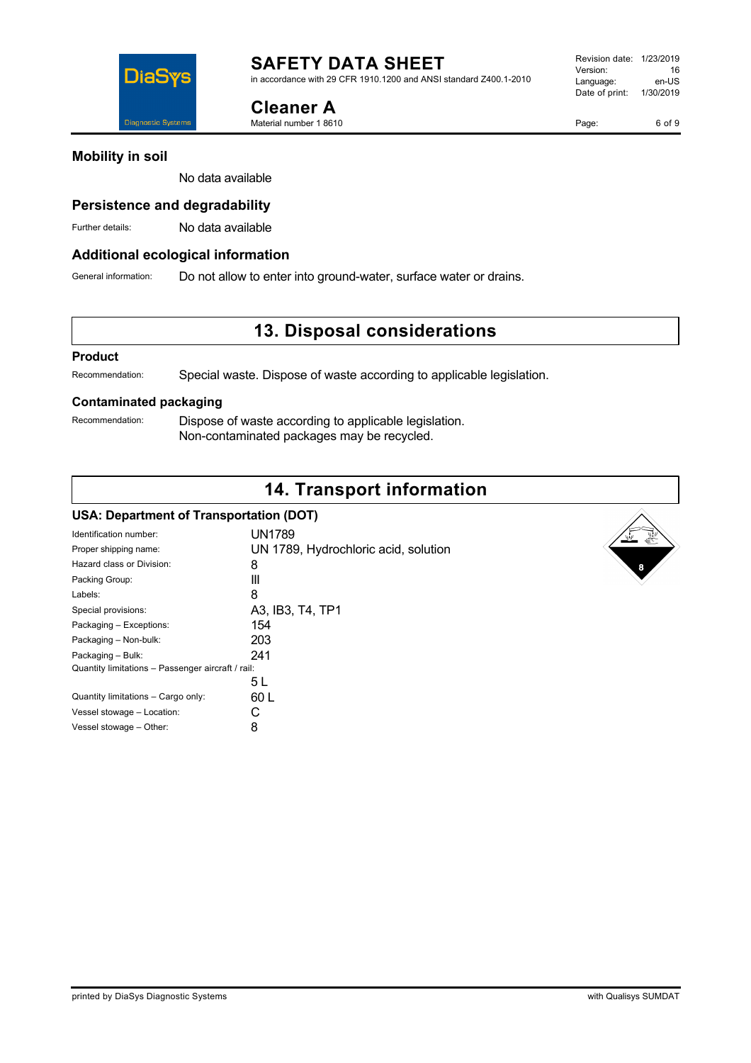### Mobility in soil

No data available

### Persistence and degradability

Further details: No data available

### Additional ecological information

General information: Do not allow to enter into ground-water, surface water or drains.

## 13. Disposal considerations

### Product

Recommendation: Special waste. Dispose of waste according to applicable legislation.

### Contaminated packaging

Recommendation: Dispose of waste according to applicable legislation.
Non-contaminated packages may be recycled.

## 14. Transport information

### USA: Department of Transportation (DOT)

| | |
|---|---|
| Identification number: | UN1789 |
| Proper shipping name: | UN 1789, Hydrochloric acid, solution |
| Hazard class or Division: | 8 |
| Packing Group: | III |
| Labels: | 8 |
| Special provisions: | A3, IB3, T4, TP1 |
| Packaging – Exceptions: | 154 |
| Packaging – Non-bulk: | 203 |
| Packaging – Bulk: | 241 |
| Quantity limitations – Passenger aircraft / rail: | 5 L |
| Quantity limitations – Cargo only: | 60 L |
| Vessel stowage – Location: | C |
| Vessel stowage – Other: | 8 |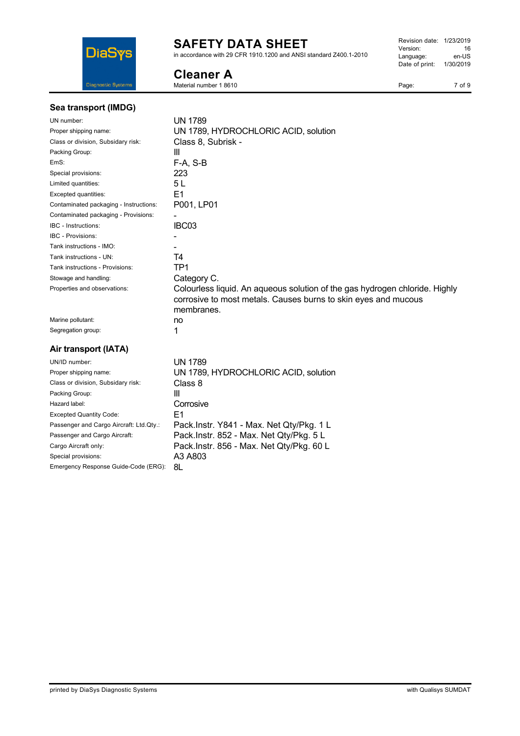## Sea transport (IMDG)

| | |
|---|---|
| UN number: | UN 1789 |
| Proper shipping name: | UN 1789, HYDROCHLORIC ACID, solution |
| Class or division, Subsidary risk: | Class 8, Subrisk - |
| Packing Group: | III |
| EmS: | F-A, S-B |
| Special provisions: | 223 |
| Limited quantities: | 5 L |
| Excepted quantities: | E1 |
| Contaminated packaging - Instructions: | P001, LP01 |
| Contaminated packaging - Provisions: | - |
| IBC - Instructions: | IBC03 |
| IBC - Provisions: | - |
| Tank instructions - IMO: | - |
| Tank instructions - UN: | T4 |
| Tank instructions - Provisions: | TP1 |
| Stowage and handling: | Category C. |
| Properties and observations: | Colourless liquid. An aqueous solution of the gas hydrogen chloride. Highly corrosive to most metals. Causes burns to skin eyes and mucous membranes. |
| Marine pollutant: | no |
| Segregation group: | 1 |

## Air transport (IATA)

| | |
|---|---|
| UN/ID number: | UN 1789 |
| Proper shipping name: | UN 1789, HYDROCHLORIC ACID, solution |
| Class or division, Subsidary risk: | Class 8 |
| Packing Group: | III |
| Hazard label: | Corrosive |
| Excepted Quantity Code: | E1 |
| Passenger and Cargo Aircraft: Ltd.Qty.: | Pack.Instr. Y841 - Max. Net Qty/Pkg. 1 L |
| Passenger and Cargo Aircraft: | Pack.Instr. 852 - Max. Net Qty/Pkg. 5 L |
| Cargo Aircraft only: | Pack.Instr. 856 - Max. Net Qty/Pkg. 60 L |
| Special provisions: | A3 A803 |
| Emergency Response Guide-Code (ERG): | 8L |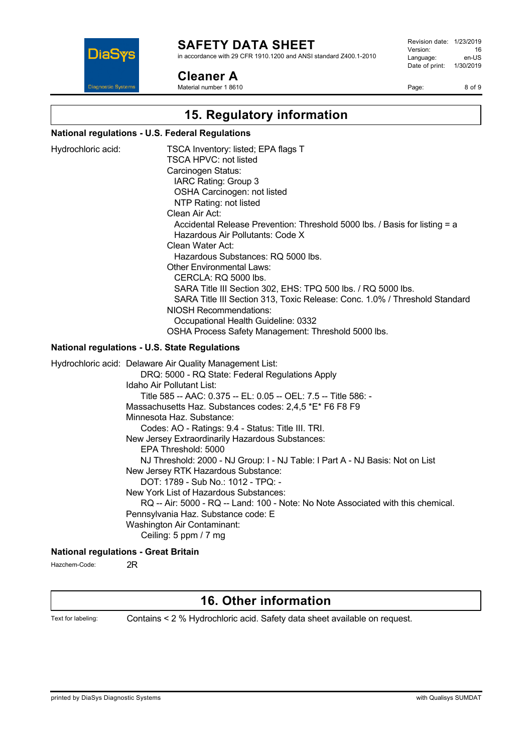## 15. Regulatory information

### National regulations - U.S. Federal Regulations

Hydrochloric acid:

TSCA Inventory: listed; EPA flags T
TSCA HPVC: not listed
Carcinogen Status:
 IARC Rating: Group 3
 OSHA Carcinogen: not listed
 NTP Rating: not listed
Clean Air Act:
 Accidental Release Prevention: Threshold 5000 lbs. / Basis for listing = a
 Hazardous Air Pollutants: Code X
Clean Water Act:
 Hazardous Substances: RQ 5000 lbs.
Other Environmental Laws:
 CERCLA: RQ 5000 lbs.
 SARA Title III Section 302, EHS: TPQ 500 lbs. / RQ 5000 lbs.
 SARA Title III Section 313, Toxic Release: Conc. 1.0% / Threshold Standard
NIOSH Recommendations:
 Occupational Health Guideline: 0332
OSHA Process Safety Management: Threshold 5000 lbs.

### National regulations - U.S. State Regulations

Hydrochloric acid:

Delaware Air Quality Management List:
 DRQ: 5000 - RQ State: Federal Regulations Apply
Idaho Air Pollutant List:
 Title 585 -- AAC: 0.375 -- EL: 0.05 -- OEL: 7.5 -- Title 586: -
Massachusetts Haz. Substances codes: 2,4,5 *E* F6 F8 F9
Minnesota Haz. Substance:
 Codes: AO - Ratings: 9.4 - Status: Title III. TRI.
New Jersey Extraordinarily Hazardous Substances:
 EPA Threshold: 5000
 NJ Threshold: 2000 - NJ Group: I - NJ Table: I Part A - NJ Basis: Not on List
New Jersey RTK Hazardous Substance:
 DOT: 1789 - Sub No.: 1012 - TPQ: -
New York List of Hazardous Substances:
 RQ -- Air: 5000 - RQ -- Land: 100 - Note: No Note Associated with this chemical.
Pennsylvania Haz. Substance code: E
Washington Air Contaminant:
 Ceiling: 5 ppm / 7 mg

### National regulations - Great Britain

Hazchem-Code: 2R

## 16. Other information

Text for labeling: Contains < 2 % Hydrochloric acid. Safety data sheet available on request.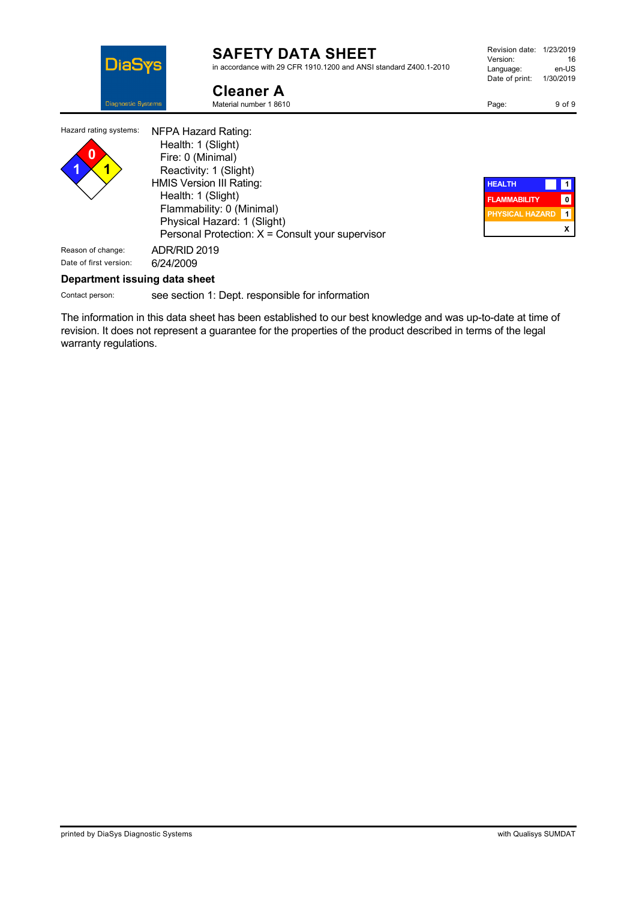Hazard rating systems:

NFPA Hazard Rating:
- Health: 1 (Slight)
- Fire: 0 (Minimal)
- Reactivity: 1 (Slight)

HMIS Version III Rating:
- Health: 1 (Slight)
- Flammability: 0 (Minimal)
- Physical Hazard: 1 (Slight)
- Personal Protection: X = Consult your supervisor

0
1
1

| | |
|---|---|
| HEALTH | 1 |
| FLAMMABILITY | 0 |
| PHYSICAL HAZARD | 1 |
| | X |

Reason of change: ADR/RID 2019

Date of first version: 6/24/2009

**Department issuing data sheet**

Contact person: see section 1: Dept. responsible for information

The information in this data sheet has been established to our best knowledge and was up-to-date at time of revision. It does not represent a guarantee for the properties of the product described in terms of the legal warranty regulations.